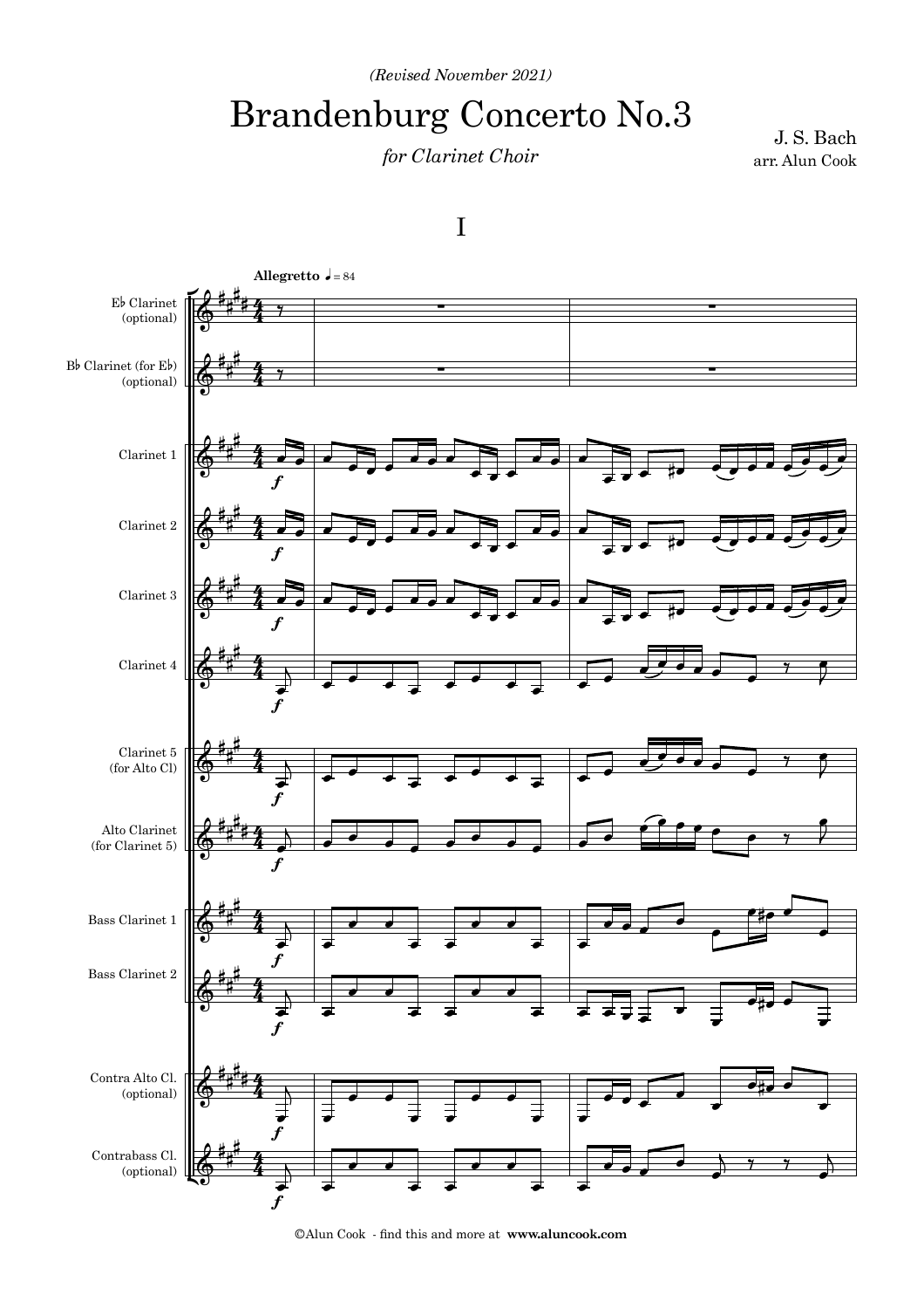*(Revised November 2021)*

# Brandenburg Concerto No.3

*for Clarinet Choir*

J. S. Bach
arr. Alun Cook

## I

**Allegretto** ♩ = 84

Eb Clarinet (optional)

Bb Clarinet (for Eb) (optional)

Clarinet 1

Clarinet 2

Clarinet 3

Clarinet 4

Clarinet 5 (for Alto Cl)

Alto Clarinet (for Clarinet 5)

Bass Clarinet 1

Bass Clarinet 2

Contra Alto Cl. (optional)

Contrabass Cl. (optional)

©Alun Cook - find this and more at **www.aluncook.com**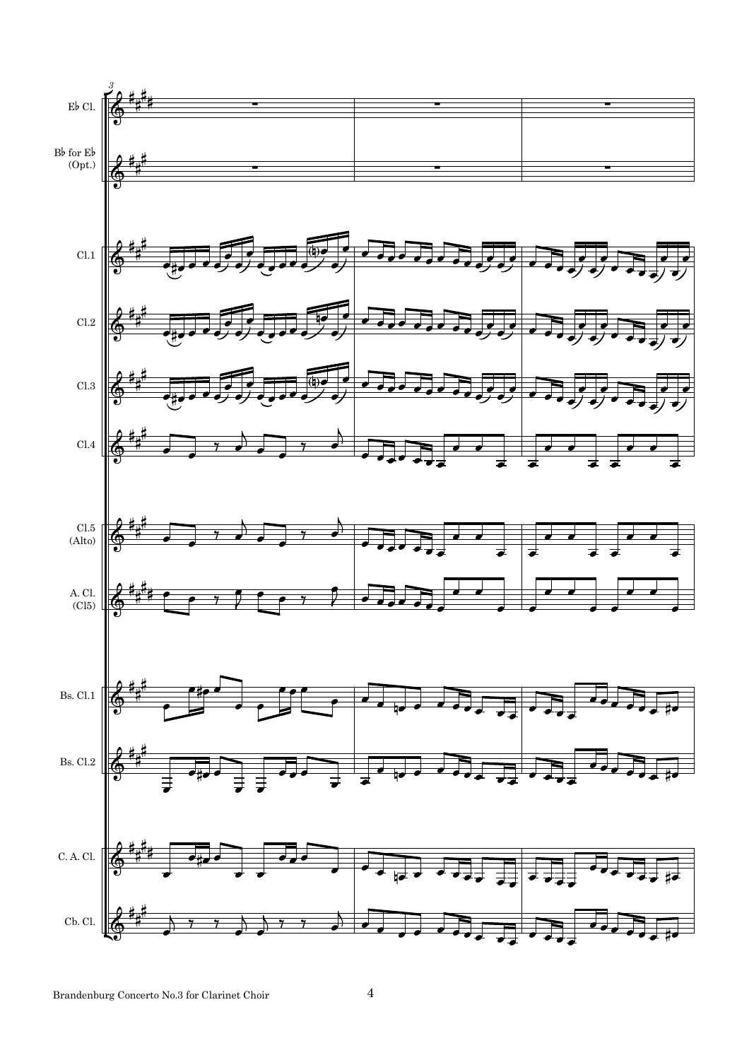3

Eb Cl.

Bb for Eb (Opt.)

Cl.1

Cl.2

Cl.3

Cl.4

Cl.5 (Alto)

A. Cl. (Cl5)

Bs. Cl.1

Bs. Cl.2

C. A. Cl.

Cb. Cl.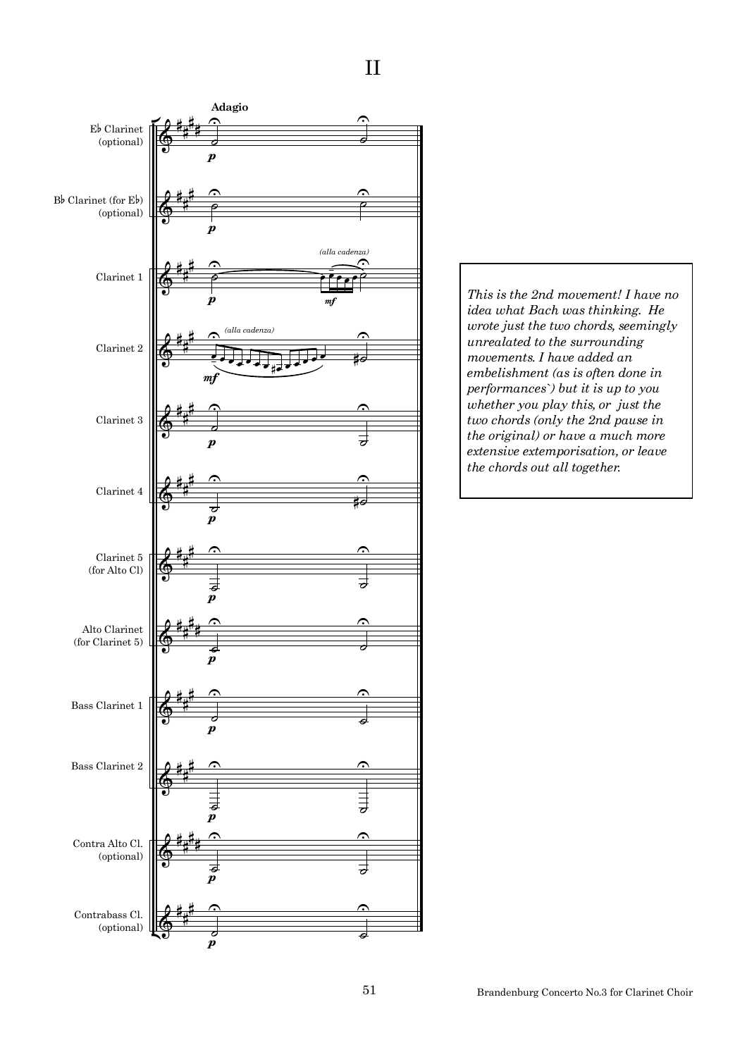# II

*This is the 2nd movement! I have no idea what Bach was thinking. He wrote just the two chords, seemingly unrealated to the surrounding movements. I have added an embelishment (as is often done in performances`) but it is up to you whether you play this, or just the two chords (only the 2nd pause in the original) or have a much more extensive extemporisation, or leave the chords out all together.*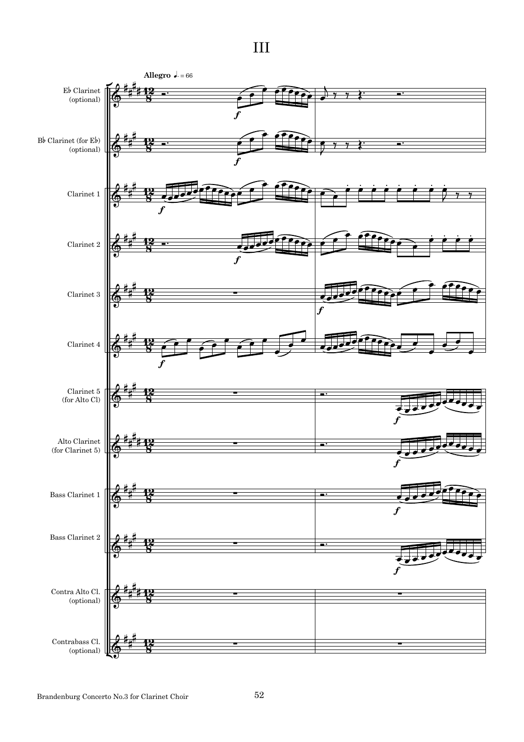# III

**Allegro** ♩. = 66

E♭ Clarinet (optional)

B♭ Clarinet (for E♭) (optional)

Clarinet 1

Clarinet 2

Clarinet 3

Clarinet 4

Clarinet 5 (for Alto Cl)

Alto Clarinet (for Clarinet 5)

Bass Clarinet 1

Bass Clarinet 2

Contra Alto Cl. (optional)

Contrabass Cl. (optional)

Brandenburg Concerto No.3 for Clarinet Choir